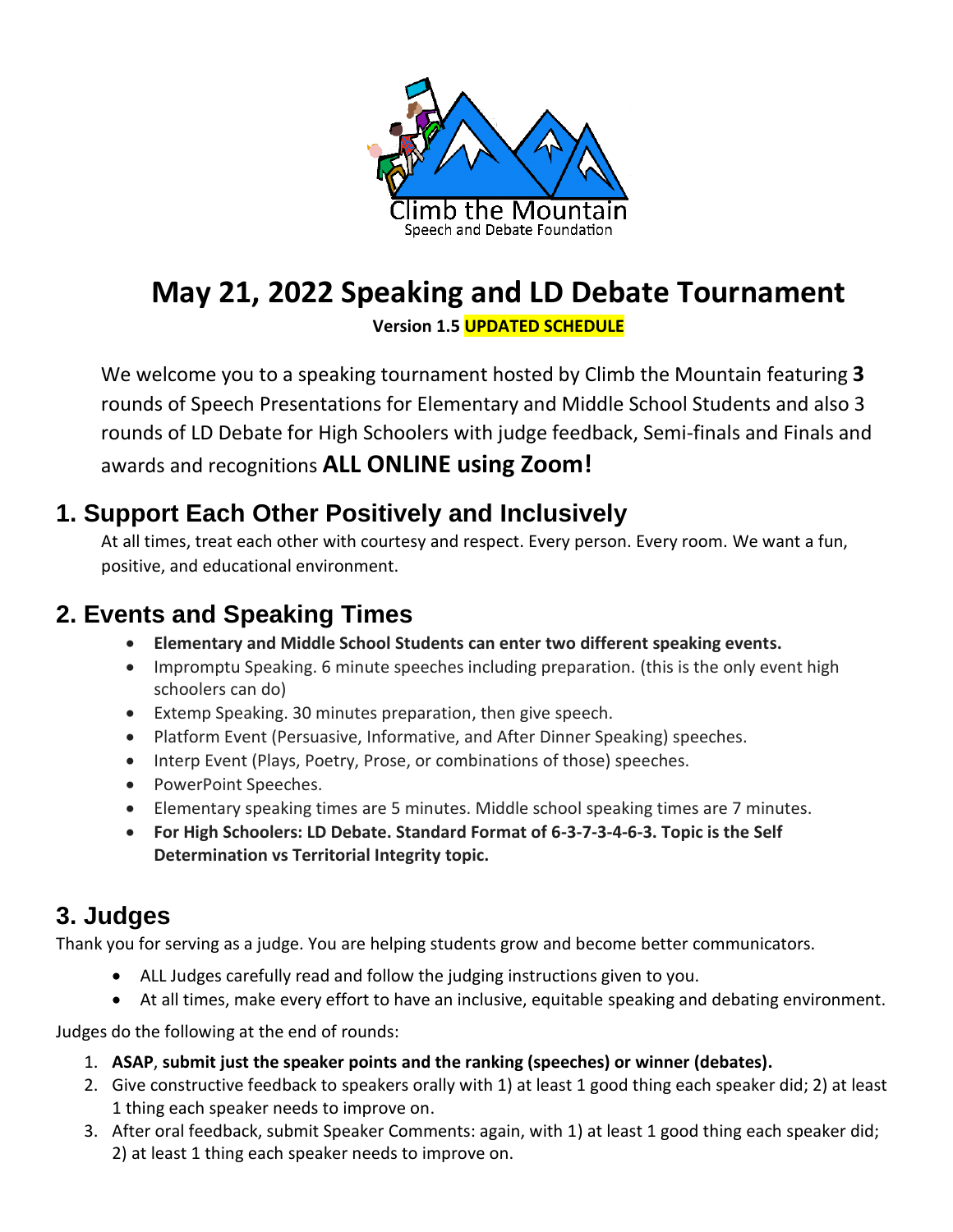# May 21, 2022 Speaking and LD Debate Tournament

**Version 1.5 UPDATED SCHEDULE**

We welcome you to a speaking tournament hosted by Climb the Mountain featuring **3** rounds of Speech Presentations for Elementary and Middle School Students and also 3 rounds of LD Debate for High Schoolers with judge feedback, Semi-finals and Finals and awards and recognitions **ALL ONLINE using Zoom!**

## 1. Support Each Other Positively and Inclusively

At all times, treat each other with courtesy and respect. Every person. Every room. We want a fun, positive, and educational environment.

## 2. Events and Speaking Times

- **Elementary and Middle School Students can enter two different speaking events.**
- Impromptu Speaking. 6 minute speeches including preparation. (this is the only event high schoolers can do)
- Extemp Speaking. 30 minutes preparation, then give speech.
- Platform Event (Persuasive, Informative, and After Dinner Speaking) speeches.
- Interp Event (Plays, Poetry, Prose, or combinations of those) speeches.
- PowerPoint Speeches.
- Elementary speaking times are 5 minutes. Middle school speaking times are 7 minutes.
- **For High Schoolers: LD Debate. Standard Format of 6-3-7-3-4-6-3. Topic is the Self Determination vs Territorial Integrity topic.**

## 3. Judges

Thank you for serving as a judge. You are helping students grow and become better communicators.

- ALL Judges carefully read and follow the judging instructions given to you.
- At all times, make every effort to have an inclusive, equitable speaking and debating environment.

Judges do the following at the end of rounds:

1. **ASAP**, **submit just the speaker points and the ranking (speeches) or winner (debates).**
2. Give constructive feedback to speakers orally with 1) at least 1 good thing each speaker did; 2) at least 1 thing each speaker needs to improve on.
3. After oral feedback, submit Speaker Comments: again, with 1) at least 1 good thing each speaker did; 2) at least 1 thing each speaker needs to improve on.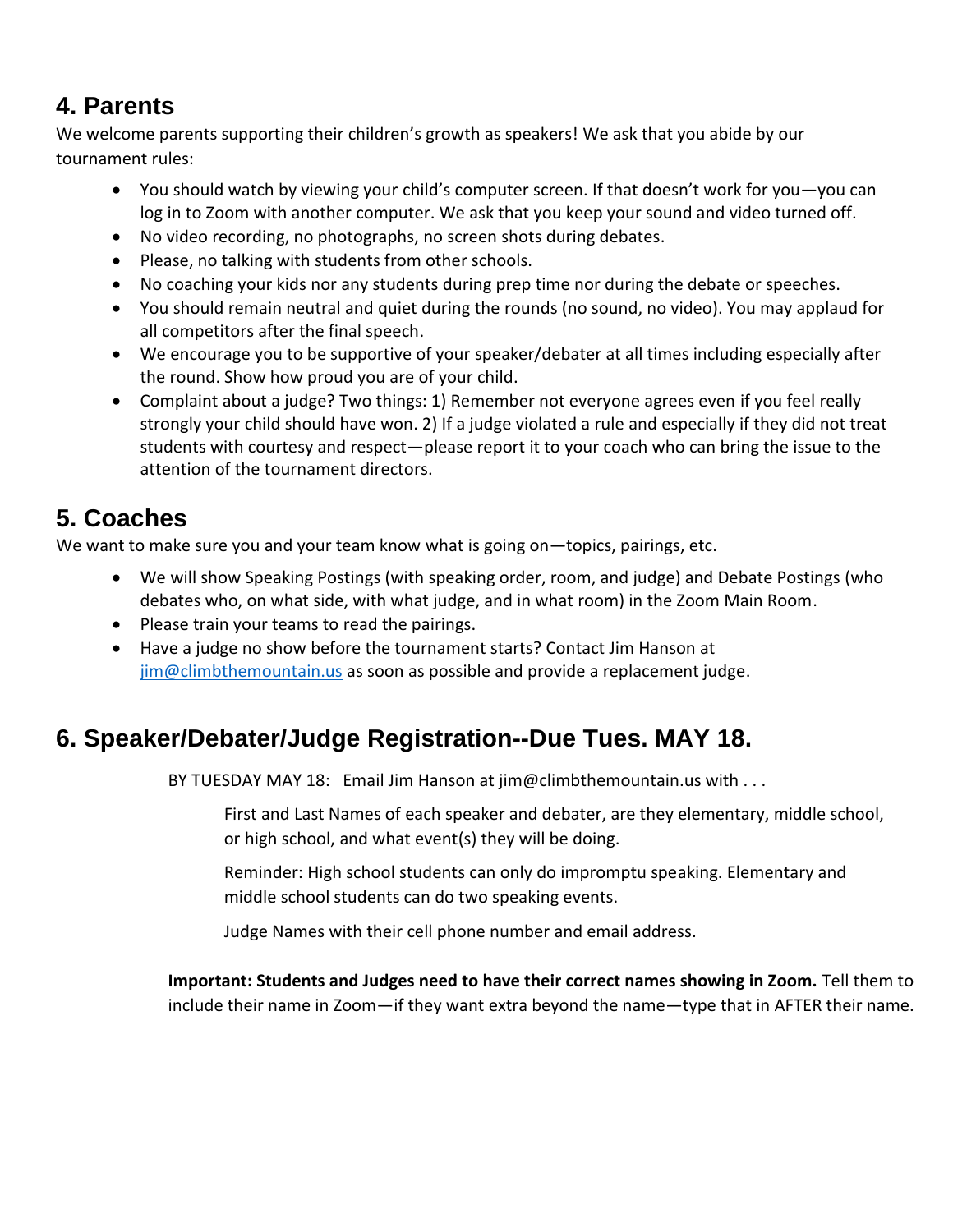## 4. Parents

We welcome parents supporting their children's growth as speakers! We ask that you abide by our tournament rules:

- You should watch by viewing your child's computer screen. If that doesn't work for you—you can log in to Zoom with another computer. We ask that you keep your sound and video turned off.
- No video recording, no photographs, no screen shots during debates.
- Please, no talking with students from other schools.
- No coaching your kids nor any students during prep time nor during the debate or speeches.
- You should remain neutral and quiet during the rounds (no sound, no video). You may applaud for all competitors after the final speech.
- We encourage you to be supportive of your speaker/debater at all times including especially after the round. Show how proud you are of your child.
- Complaint about a judge? Two things: 1) Remember not everyone agrees even if you feel really strongly your child should have won. 2) If a judge violated a rule and especially if they did not treat students with courtesy and respect—please report it to your coach who can bring the issue to the attention of the tournament directors.

## 5. Coaches

We want to make sure you and your team know what is going on—topics, pairings, etc.

- We will show Speaking Postings (with speaking order, room, and judge) and Debate Postings (who debates who, on what side, with what judge, and in what room) in the Zoom Main Room.
- Please train your teams to read the pairings.
- Have a judge no show before the tournament starts? Contact Jim Hanson at jim@climbthemountain.us as soon as possible and provide a replacement judge.

## 6. Speaker/Debater/Judge Registration--Due Tues. MAY 18.

BY TUESDAY MAY 18: Email Jim Hanson at jim@climbthemountain.us with . . .

First and Last Names of each speaker and debater, are they elementary, middle school, or high school, and what event(s) they will be doing.

Reminder: High school students can only do impromptu speaking. Elementary and middle school students can do two speaking events.

Judge Names with their cell phone number and email address.

**Important: Students and Judges need to have their correct names showing in Zoom.** Tell them to include their name in Zoom—if they want extra beyond the name—type that in AFTER their name.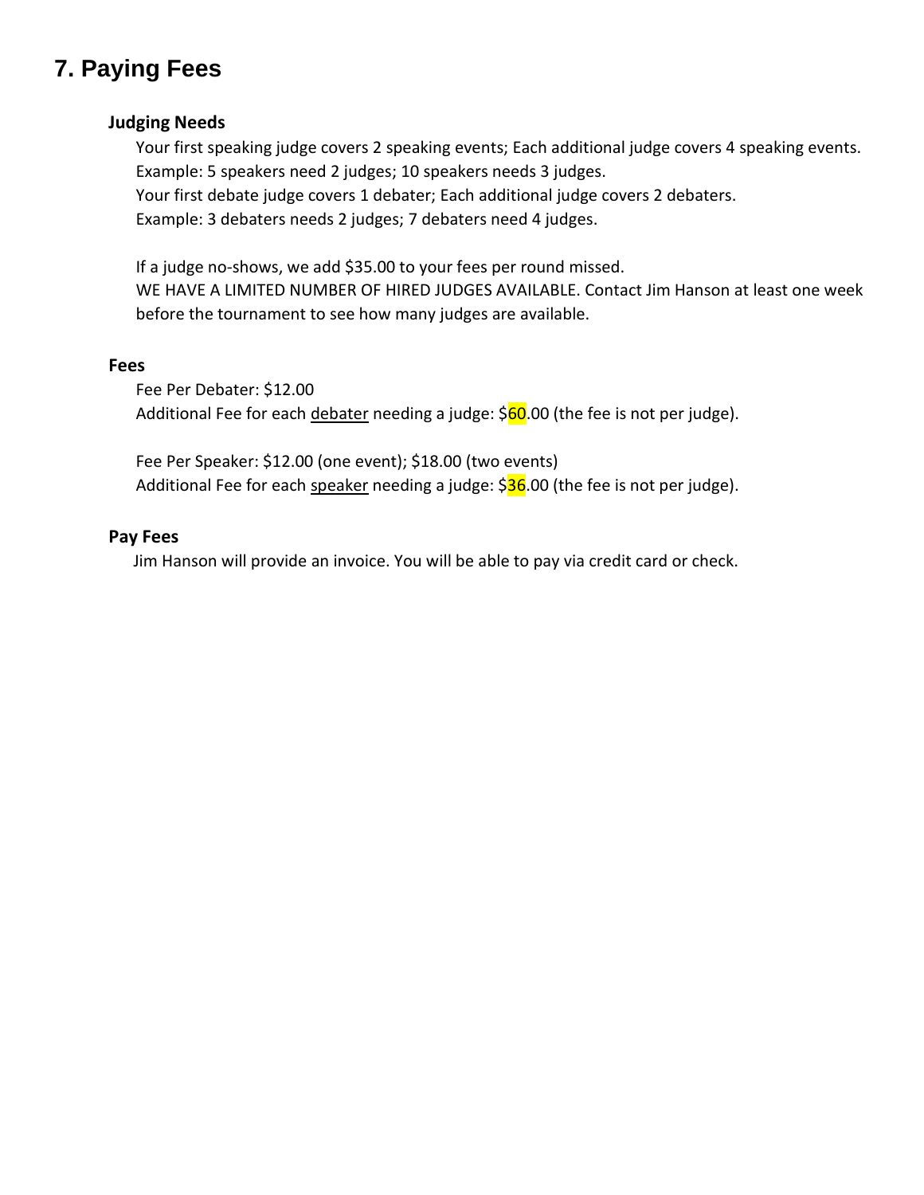## 7. Paying Fees

### Judging Needs

Your first speaking judge covers 2 speaking events; Each additional judge covers 4 speaking events.
Example: 5 speakers need 2 judges; 10 speakers needs 3 judges.
Your first debate judge covers 1 debater; Each additional judge covers 2 debaters.
Example: 3 debaters needs 2 judges; 7 debaters need 4 judges.

If a judge no-shows, we add $35.00 to your fees per round missed.
WE HAVE A LIMITED NUMBER OF HIRED JUDGES AVAILABLE. Contact Jim Hanson at least one week before the tournament to see how many judges are available.

### Fees

Fee Per Debater: $12.00
Additional Fee for each debater needing a judge: $60.00 (the fee is not per judge).

Fee Per Speaker: $12.00 (one event); $18.00 (two events)
Additional Fee for each speaker needing a judge: $36.00 (the fee is not per judge).

### Pay Fees

Jim Hanson will provide an invoice. You will be able to pay via credit card or check.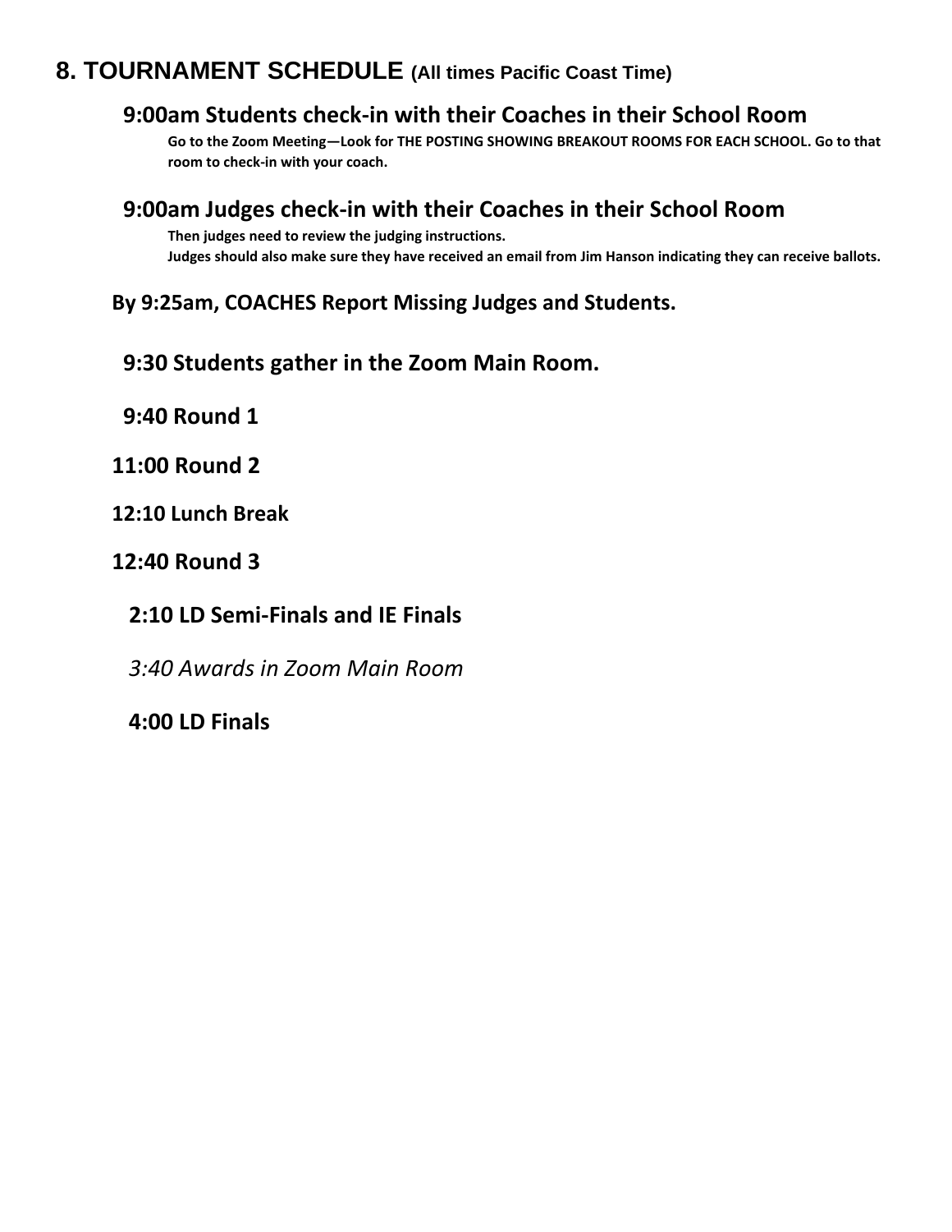## 8. TOURNAMENT SCHEDULE (All times Pacific Coast Time)

**9:00am Students check-in with their Coaches in their School Room**

**Go to the Zoom Meeting—Look for THE POSTING SHOWING BREAKOUT ROOMS FOR EACH SCHOOL. Go to that room to check-in with your coach.**

**9:00am Judges check-in with their Coaches in their School Room**

**Then judges need to review the judging instructions.**
**Judges should also make sure they have received an email from Jim Hanson indicating they can receive ballots.**

**By 9:25am, COACHES Report Missing Judges and Students.**

**9:30 Students gather in the Zoom Main Room.**

**9:40 Round 1**

**11:00 Round 2**

**12:10 Lunch Break**

**12:40 Round 3**

**2:10 LD Semi-Finals and IE Finals**

*3:40 Awards in Zoom Main Room*

**4:00 LD Finals**